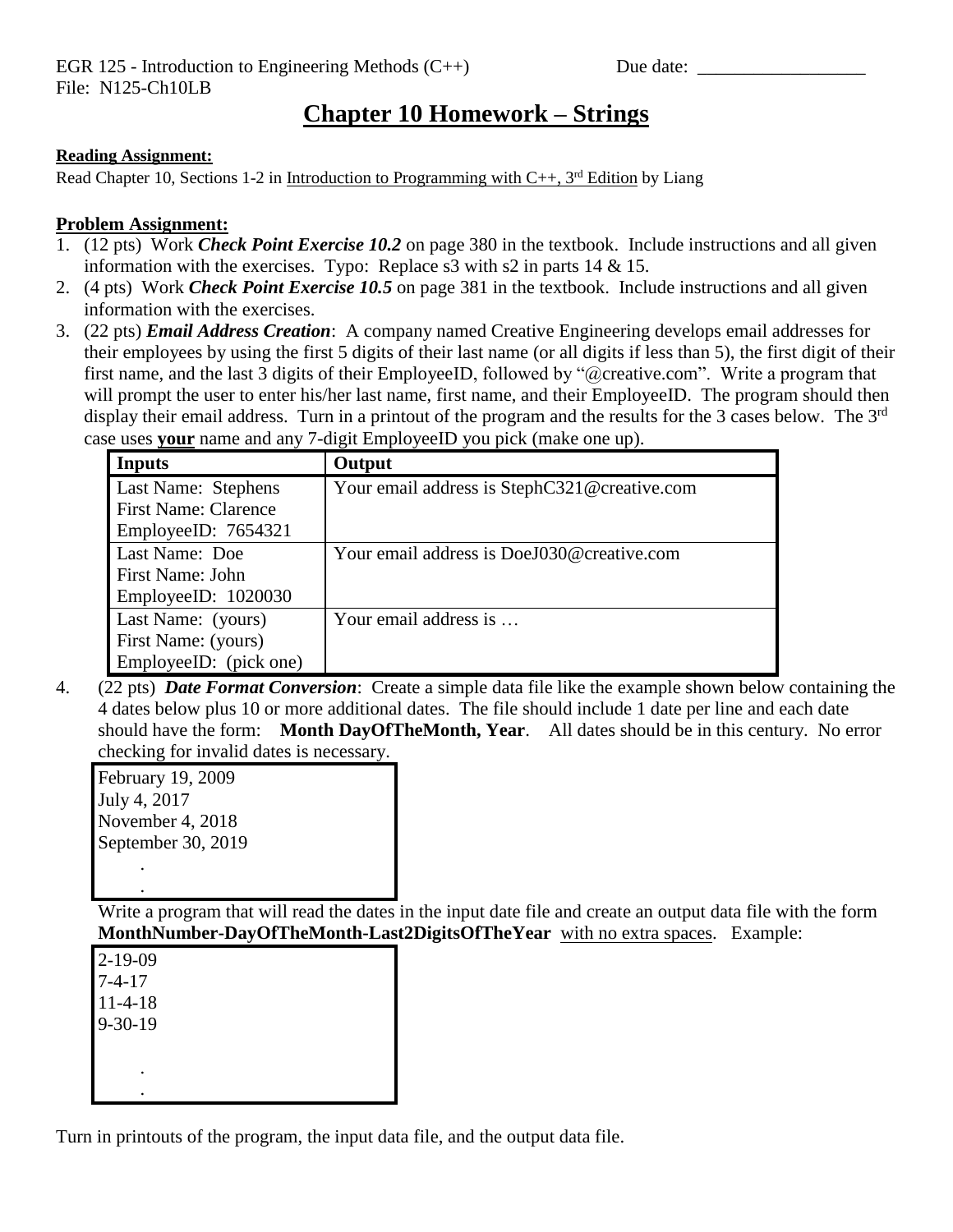EGR 125 - Introduction to Engineering Methods (C++) Due date: __________________
File: N125-Ch10LB

# Chapter 10 Homework – Strings

**Reading Assignment:**

Read Chapter 10, Sections 1-2 in Introduction to Programming with C++, 3rd Edition by Liang

**Problem Assignment:**

1. (12 pts) Work ***Check Point Exercise 10.2*** on page 380 in the textbook. Include instructions and all given information with the exercises. Typo: Replace s3 with s2 in parts 14 & 15.
2. (4 pts) Work ***Check Point Exercise 10.5*** on page 381 in the textbook. Include instructions and all given information with the exercises.
3. (22 pts) ***Email Address Creation***: A company named Creative Engineering develops email addresses for their employees by using the first 5 digits of their last name (or all digits if less than 5), the first digit of their first name, and the last 3 digits of their EmployeeID, followed by "@creative.com". Write a program that will prompt the user to enter his/her last name, first name, and their EmployeeID. The program should then display their email address. Turn in a printout of the program and the results for the 3 cases below. The 3rd case uses **your** name and any 7-digit EmployeeID you pick (make one up).

| Inputs | Output |
|---|---|
| Last Name: Stephens<br>First Name: Clarence<br>EmployeeID: 7654321 | Your email address is StephC321@creative.com |
| Last Name: Doe<br>First Name: John<br>EmployeeID: 1020030 | Your email address is DoeJ030@creative.com |
| Last Name: (yours)<br>First Name: (yours)<br>EmployeeID: (pick one) | Your email address is … |

4. (22 pts) ***Date Format Conversion***: Create a simple data file like the example shown below containing the 4 dates below plus 10 or more additional dates. The file should include 1 date per line and each date should have the form: **Month DayOfTheMonth, Year**. All dates should be in this century. No error checking for invalid dates is necessary.

```
February 19, 2009
July 4, 2017
November 4, 2018
September 30, 2019
      .
      .
```

Write a program that will read the dates in the input date file and create an output data file with the form **MonthNumber-DayOfTheMonth-Last2DigitsOfTheYear** with no extra spaces. Example:

```
2-19-09
7-4-17
11-4-18
9-30-19

      .
      .
```

Turn in printouts of the program, the input data file, and the output data file.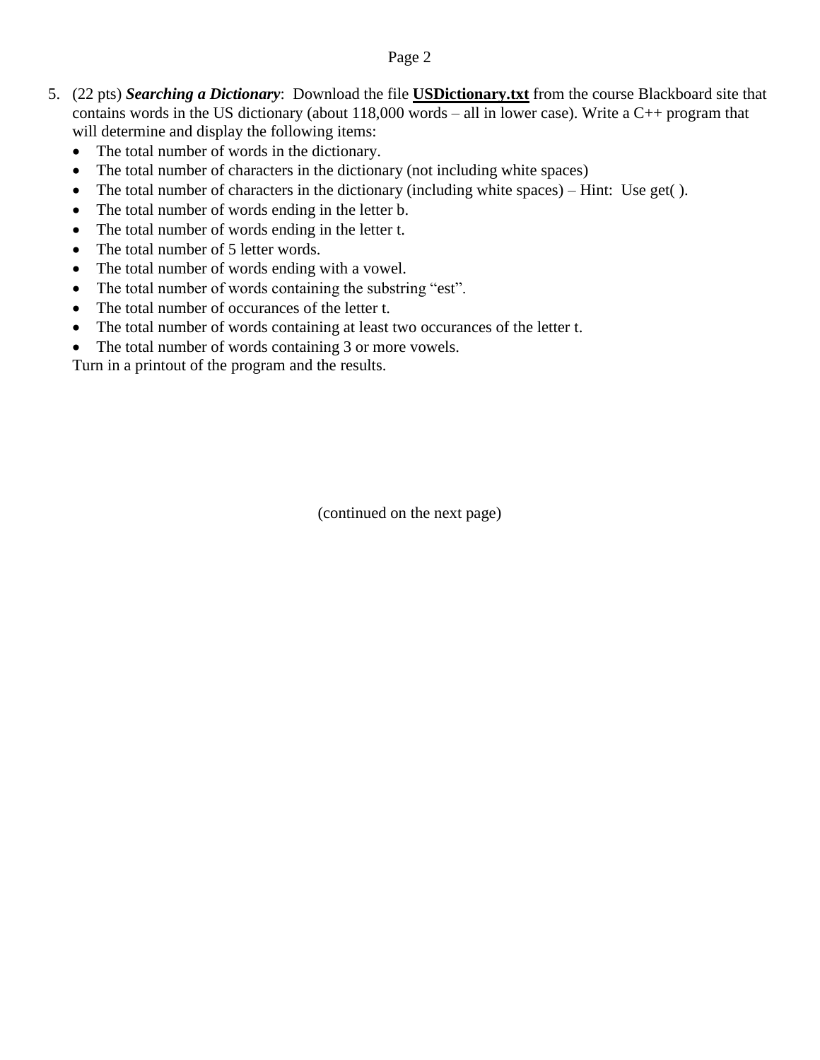5. (22 pts) ***Searching a Dictionary***: Download the file **USDictionary.txt** from the course Blackboard site that contains words in the US dictionary (about 118,000 words – all in lower case). Write a C++ program that will determine and display the following items:
   - The total number of words in the dictionary.
   - The total number of characters in the dictionary (not including white spaces)
   - The total number of characters in the dictionary (including white spaces) – Hint: Use get( ).
   - The total number of words ending in the letter b.
   - The total number of words ending in the letter t.
   - The total number of 5 letter words.
   - The total number of words ending with a vowel.
   - The total number of words containing the substring "est".
   - The total number of occurances of the letter t.
   - The total number of words containing at least two occurances of the letter t.
   - The total number of words containing 3 or more vowels.

   Turn in a printout of the program and the results.

(continued on the next page)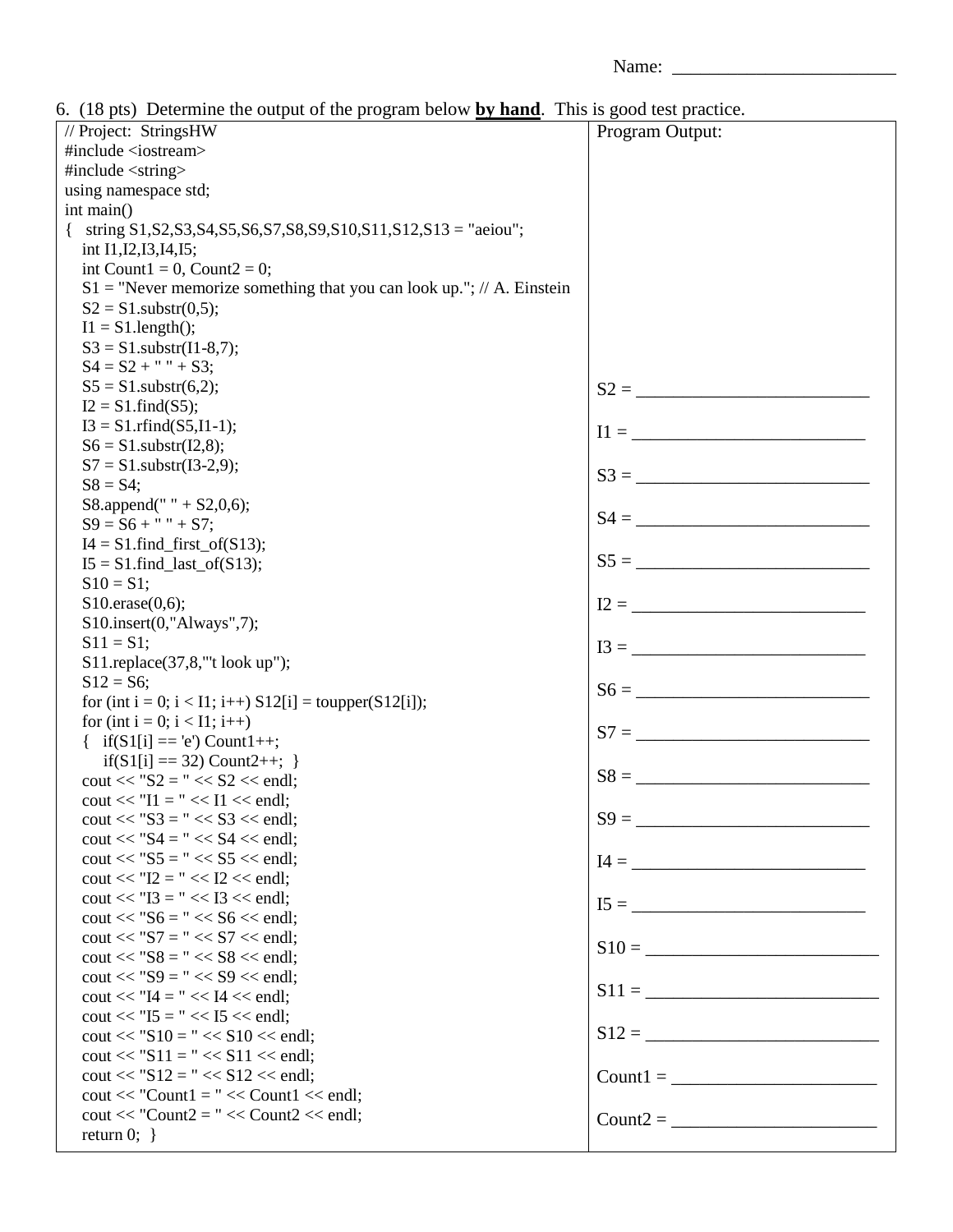Name: ________________________

6. (18 pts) Determine the output of the program below **by hand**. This is good test practice.

```
// Project:  StringsHW
#include <iostream>
#include <string>
using namespace std;
int main()
{   string S1,S2,S3,S4,S5,S6,S7,S8,S9,S10,S11,S12,S13 = "aeiou";
    int I1,I2,I3,I4,I5;
    int Count1 = 0, Count2 = 0;
    S1 = "Never memorize something that you can look up."; // A. Einstein
    S2 = S1.substr(0,5);
    I1 = S1.length();
    S3 = S1.substr(I1-8,7);
    S4 = S2 + " " + S3;
    S5 = S1.substr(6,2);
    I2 = S1.find(S5);
    I3 = S1.rfind(S5,I1-1);
    S6 = S1.substr(I2,8);
    S7 = S1.substr(I3-2,9);
    S8 = S4;
    S8.append(" " + S2,0,6);
    S9 = S6 + " " + S7;
    I4 = S1.find_first_of(S13);
    I5 = S1.find_last_of(S13);
    S10 = S1;
    S10.erase(0,6);
    S10.insert(0,"Always",7);
    S11 = S1;
    S11.replace(37,8,"'t look up");
    S12 = S6;
    for (int i = 0; i < I1; i++) S12[i] = toupper(S12[i]);
    for (int i = 0; i < I1; i++)
    {   if(S1[i] == 'e') Count1++;
        if(S1[i] == 32) Count2++;  }
    cout << "S2 = " << S2 << endl;
    cout << "I1 = " << I1 << endl;
    cout << "S3 = " << S3 << endl;
    cout << "S4 = " << S4 << endl;
    cout << "S5 = " << S5 << endl;
    cout << "I2 = " << I2 << endl;
    cout << "I3 = " << I3 << endl;
    cout << "S6 = " << S6 << endl;
    cout << "S7 = " << S7 << endl;
    cout << "S8 = " << S8 << endl;
    cout << "S9 = " << S9 << endl;
    cout << "I4 = " << I4 << endl;
    cout << "I5 = " << I5 << endl;
    cout << "S10 = " << S10 << endl;
    cout << "S11 = " << S11 << endl;
    cout << "S12 = " << S12 << endl;
    cout << "Count1 = " << Count1 << endl;
    cout << "Count2 = " << Count2 << endl;
    return 0;  }
```

Program Output:

S2 = ________________________

I1 = ________________________

S3 = ________________________

S4 = ________________________

S5 = ________________________

I2 = ________________________

I3 = ________________________

S6 = ________________________

S7 = ________________________

S8 = ________________________

S9 = ________________________

I4 = ________________________

I5 = ________________________

S10 = ________________________

S11 = ________________________

S12 = ________________________

Count1 = ______________________

Count2 = ______________________